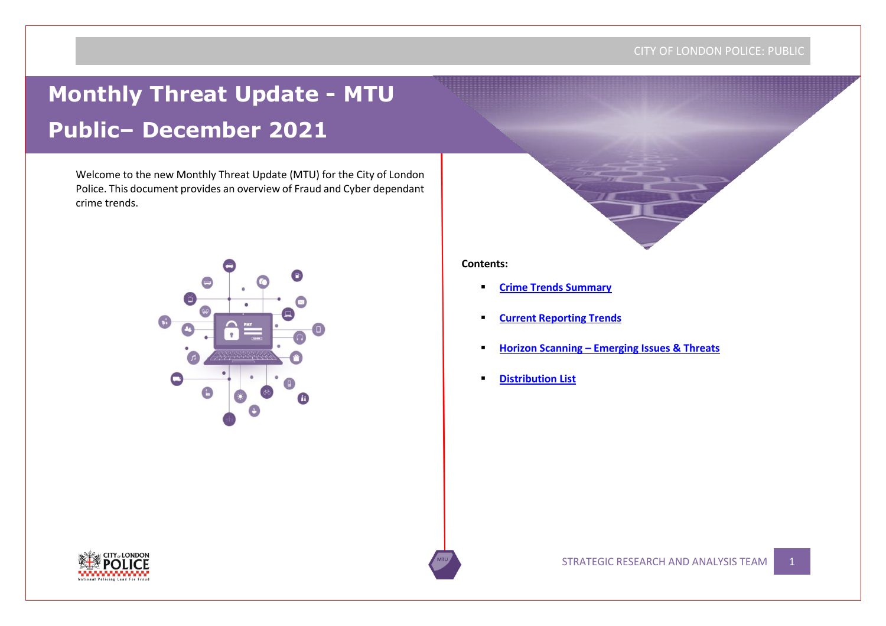# Monthly Threat Update - MTU Public– December 2021

Welcome to the new Monthly Threat Update (MTU) for the City of London Police. This document provides an overview of Fraud and Cyber dependant crime trends.

**Contents:**

- Crime Trends Summary
- Current Reporting Trends
- Horizon Scanning – Emerging Issues & Threats
- Distribution List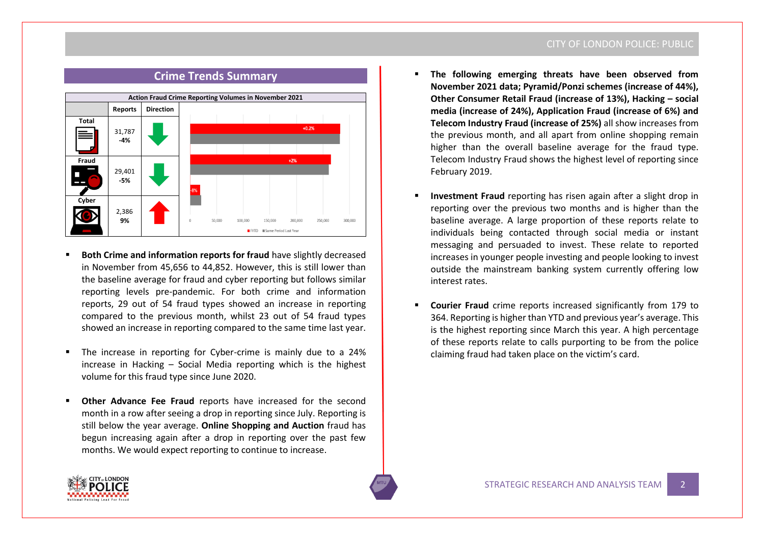## Crime Trends Summary

| Action Fraud Crime Reporting Volumes in November 2021 | | |
|---|---|---|
| | Reports | Direction |
| Total | 31,787 **-4%** | Down |
| Fraud | 29,401 **-5%** | Down |
| Cyber | 2,386 **9%** | Up |

- **Both Crime and information reports for fraud** have slightly decreased in November from 45,656 to 44,852. However, this is still lower than the baseline average for fraud and cyber reporting but follows similar reporting levels pre-pandemic. For both crime and information reports, 29 out of 54 fraud types showed an increase in reporting compared to the previous month, whilst 23 out of 54 fraud types showed an increase in reporting compared to the same time last year.
- The increase in reporting for Cyber-crime is mainly due to a 24% increase in Hacking – Social Media reporting which is the highest volume for this fraud type since June 2020.
- **Other Advance Fee Fraud** reports have increased for the second month in a row after seeing a drop in reporting since July. Reporting is still below the year average. **Online Shopping and Auction** fraud has begun increasing again after a drop in reporting over the past few months. We would expect reporting to continue to increase.
- **The following emerging threats have been observed from November 2021 data; Pyramid/Ponzi schemes (increase of 44%), Other Consumer Retail Fraud (increase of 13%), Hacking – social media (increase of 24%), Application Fraud (increase of 6%) and Telecom Industry Fraud (increase of 25%)** all show increases from the previous month, and all apart from online shopping remain higher than the overall baseline average for the fraud type. Telecom Industry Fraud shows the highest level of reporting since February 2019.
- **Investment Fraud** reporting has risen again after a slight drop in reporting over the previous two months and is higher than the baseline average. A large proportion of these reports relate to individuals being contacted through social media or instant messaging and persuaded to invest. These relate to reported increases in younger people investing and people looking to invest outside the mainstream banking system currently offering low interest rates.
- **Courier Fraud** crime reports increased significantly from 179 to 364. Reporting is higher than YTD and previous year's average. This is the highest reporting since March this year. A high percentage of these reports relate to calls purporting to be from the police claiming fraud had taken place on the victim's card.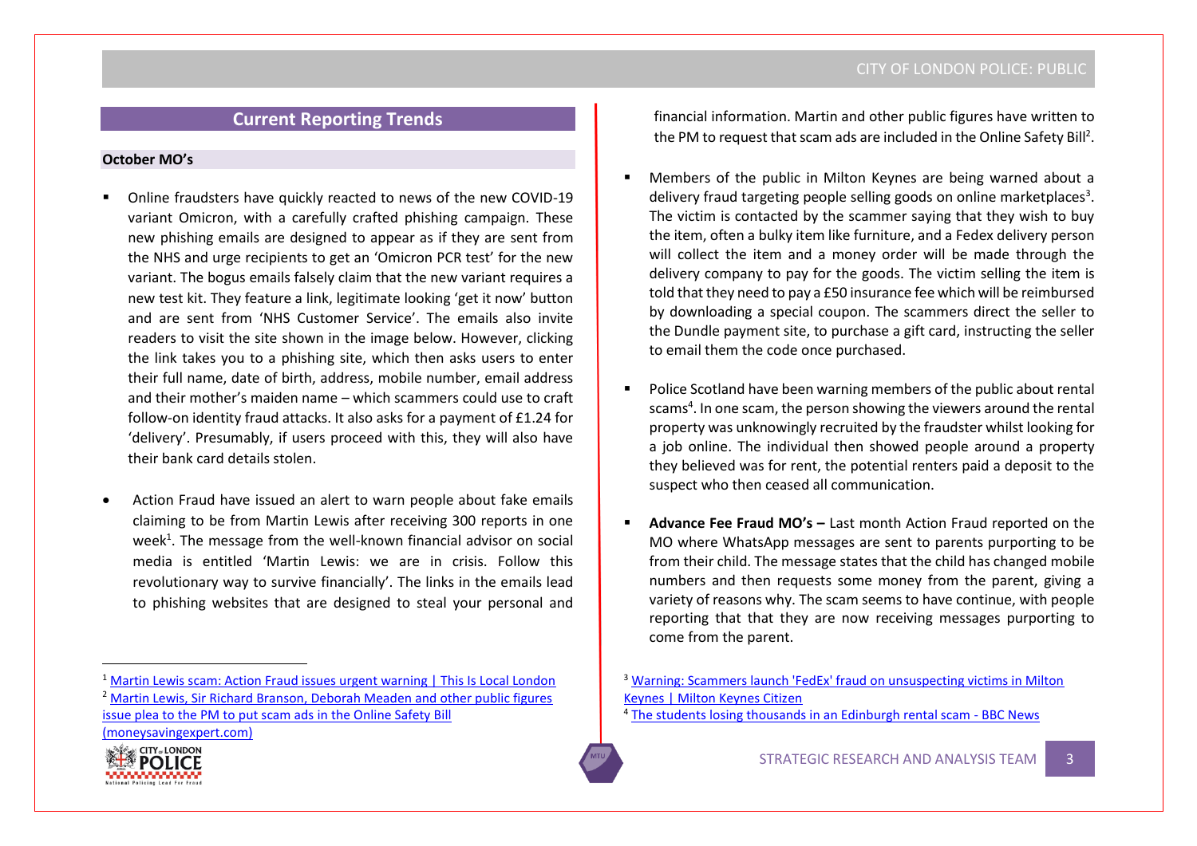## Current Reporting Trends

### October MO's

- Online fraudsters have quickly reacted to news of the new COVID-19 variant Omicron, with a carefully crafted phishing campaign. These new phishing emails are designed to appear as if they are sent from the NHS and urge recipients to get an 'Omicron PCR test' for the new variant. The bogus emails falsely claim that the new variant requires a new test kit. They feature a link, legitimate looking 'get it now' button and are sent from 'NHS Customer Service'. The emails also invite readers to visit the site shown in the image below. However, clicking the link takes you to a phishing site, which then asks users to enter their full name, date of birth, address, mobile number, email address and their mother's maiden name – which scammers could use to craft follow-on identity fraud attacks. It also asks for a payment of £1.24 for 'delivery'. Presumably, if users proceed with this, they will also have their bank card details stolen.

- Action Fraud have issued an alert to warn people about fake emails claiming to be from Martin Lewis after receiving 300 reports in one week[1]. The message from the well-known financial advisor on social media is entitled 'Martin Lewis: we are in crisis. Follow this revolutionary way to survive financially'. The links in the emails lead to phishing websites that are designed to steal your personal and financial information. Martin and other public figures have written to the PM to request that scam ads are included in the Online Safety Bill[2].

- Members of the public in Milton Keynes are being warned about a delivery fraud targeting people selling goods on online marketplaces[3]. The victim is contacted by the scammer saying that they wish to buy the item, often a bulky item like furniture, and a Fedex delivery person will collect the item and a money order will be made through the delivery company to pay for the goods. The victim selling the item is told that they need to pay a £50 insurance fee which will be reimbursed by downloading a special coupon. The scammers direct the seller to the Dundle payment site, to purchase a gift card, instructing the seller to email them the code once purchased.

- Police Scotland have been warning members of the public about rental scams[4]. In one scam, the person showing the viewers around the rental property was unknowingly recruited by the fraudster whilst looking for a job online. The individual then showed people around a property they believed was for rent, the potential renters paid a deposit to the suspect who then ceased all communication.

- **Advance Fee Fraud MO's –** Last month Action Fraud reported on the MO where WhatsApp messages are sent to parents purporting to be from their child. The message states that the child has changed mobile numbers and then requests some money from the parent, giving a variety of reasons why. The scam seems to have continue, with people reporting that that they are now receiving messages purporting to come from the parent.

---

[1] Martin Lewis scam: Action Fraud issues urgent warning | This Is Local London

[2] Martin Lewis, Sir Richard Branson, Deborah Meaden and other public figures issue plea to the PM to put scam ads in the Online Safety Bill (moneysavingexpert.com)

[3] Warning: Scammers launch 'FedEx' fraud on unsuspecting victims in Milton Keynes | Milton Keynes Citizen

[4] The students losing thousands in an Edinburgh rental scam - BBC News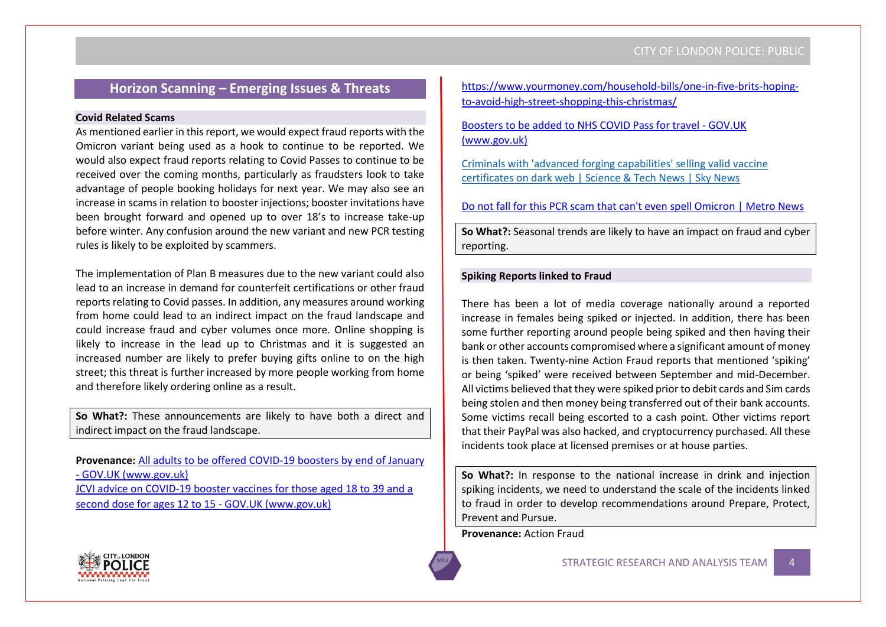## Horizon Scanning – Emerging Issues & Threats

### Covid Related Scams

As mentioned earlier in this report, we would expect fraud reports with the Omicron variant being used as a hook to continue to be reported. We would also expect fraud reports relating to Covid Passes to continue to be received over the coming months, particularly as fraudsters look to take advantage of people booking holidays for next year. We may also see an increase in scams in relation to booster injections; booster invitations have been brought forward and opened up to over 18's to increase take-up before winter. Any confusion around the new variant and new PCR testing rules is likely to be exploited by scammers.

The implementation of Plan B measures due to the new variant could also lead to an increase in demand for counterfeit certifications or other fraud reports relating to Covid passes. In addition, any measures around working from home could lead to an indirect impact on the fraud landscape and could increase fraud and cyber volumes once more. Online shopping is likely to increase in the lead up to Christmas and it is suggested an increased number are likely to prefer buying gifts online to on the high street; this threat is further increased by more people working from home and therefore likely ordering online as a result.

**So What?:** These announcements are likely to have both a direct and indirect impact on the fraud landscape.

**Provenance:** All adults to be offered COVID-19 boosters by end of January - GOV.UK (www.gov.uk)
JCVI advice on COVID-19 booster vaccines for those aged 18 to 39 and a second dose for ages 12 to 15 - GOV.UK (www.gov.uk)

https://www.yourmoney.com/household-bills/one-in-five-brits-hoping-to-avoid-high-street-shopping-this-christmas/

Boosters to be added to NHS COVID Pass for travel - GOV.UK (www.gov.uk)

Criminals with 'advanced forging capabilities' selling valid vaccine certificates on dark web | Science & Tech News | Sky News

Do not fall for this PCR scam that can't even spell Omicron | Metro News

**So What?:** Seasonal trends are likely to have an impact on fraud and cyber reporting.

### Spiking Reports linked to Fraud

There has been a lot of media coverage nationally around a reported increase in females being spiked or injected. In addition, there has been some further reporting around people being spiked and then having their bank or other accounts compromised where a significant amount of money is then taken. Twenty-nine Action Fraud reports that mentioned 'spiking' or being 'spiked' were received between September and mid-December. All victims believed that they were spiked prior to debit cards and Sim cards being stolen and then money being transferred out of their bank accounts. Some victims recall being escorted to a cash point. Other victims report that their PayPal was also hacked, and cryptocurrency purchased. All these incidents took place at licensed premises or at house parties.

**So What?:** In response to the national increase in drink and injection spiking incidents, we need to understand the scale of the incidents linked to fraud in order to develop recommendations around Prepare, Protect, Prevent and Pursue.

**Provenance:** Action Fraud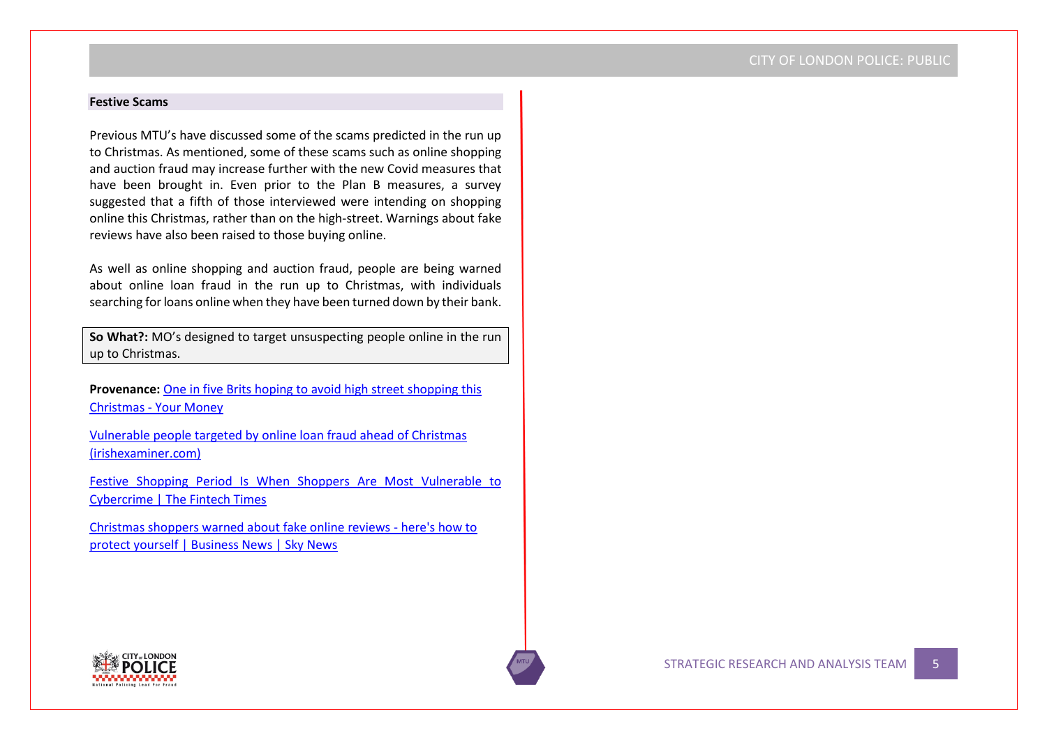## Festive Scams

Previous MTU's have discussed some of the scams predicted in the run up to Christmas. As mentioned, some of these scams such as online shopping and auction fraud may increase further with the new Covid measures that have been brought in. Even prior to the Plan B measures, a survey suggested that a fifth of those interviewed were intending on shopping online this Christmas, rather than on the high-street. Warnings about fake reviews have also been raised to those buying online.

As well as online shopping and auction fraud, people are being warned about online loan fraud in the run up to Christmas, with individuals searching for loans online when they have been turned down by their bank.

**So What?:** MO's designed to target unsuspecting people online in the run up to Christmas.

**Provenance:** One in five Brits hoping to avoid high street shopping this Christmas - Your Money

Vulnerable people targeted by online loan fraud ahead of Christmas (irishexaminer.com)

Festive Shopping Period Is When Shoppers Are Most Vulnerable to Cybercrime | The Fintech Times

Christmas shoppers warned about fake online reviews - here's how to protect yourself | Business News | Sky News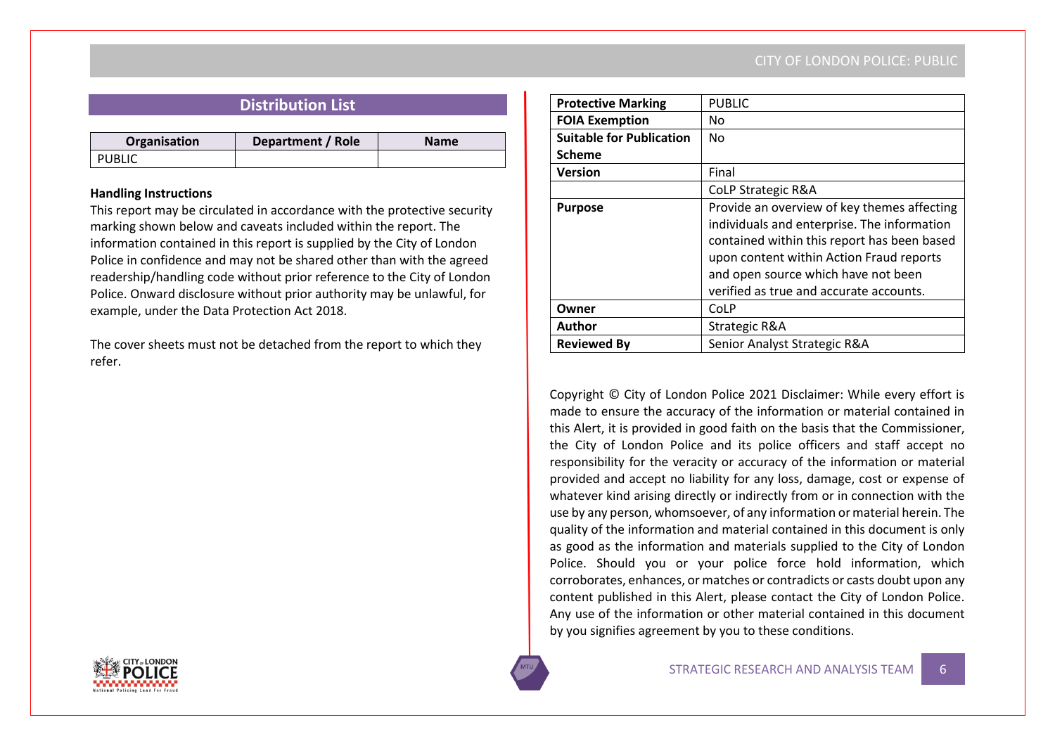## Distribution List

| Organisation | Department / Role | Name |
| --- | --- | --- |
| PUBLIC | | |

**Handling Instructions**

This report may be circulated in accordance with the protective security marking shown below and caveats included within the report. The information contained in this report is supplied by the City of London Police in confidence and may not be shared other than with the agreed readership/handling code without prior reference to the City of London Police. Onward disclosure without prior authority may be unlawful, for example, under the Data Protection Act 2018.

The cover sheets must not be detached from the report to which they refer.

| | |
| --- | --- |
| **Protective Marking** | PUBLIC |
| **FOIA Exemption** | No |
| **Suitable for Publication Scheme** | No |
| **Version** | Final |
| | CoLP Strategic R&A |
| **Purpose** | Provide an overview of key themes affecting individuals and enterprise. The information contained within this report has been based upon content within Action Fraud reports and open source which have not been verified as true and accurate accounts. |
| **Owner** | CoLP |
| **Author** | Strategic R&A |
| **Reviewed By** | Senior Analyst Strategic R&A |

Copyright © City of London Police 2021 Disclaimer: While every effort is made to ensure the accuracy of the information or material contained in this Alert, it is provided in good faith on the basis that the Commissioner, the City of London Police and its police officers and staff accept no responsibility for the veracity or accuracy of the information or material provided and accept no liability for any loss, damage, cost or expense of whatever kind arising directly or indirectly from or in connection with the use by any person, whomsoever, of any information or material herein. The quality of the information and material contained in this document is only as good as the information and materials supplied to the City of London Police. Should you or your police force hold information, which corroborates, enhances, or matches or contradicts or casts doubt upon any content published in this Alert, please contact the City of London Police. Any use of the information or other material contained in this document by you signifies agreement by you to these conditions.